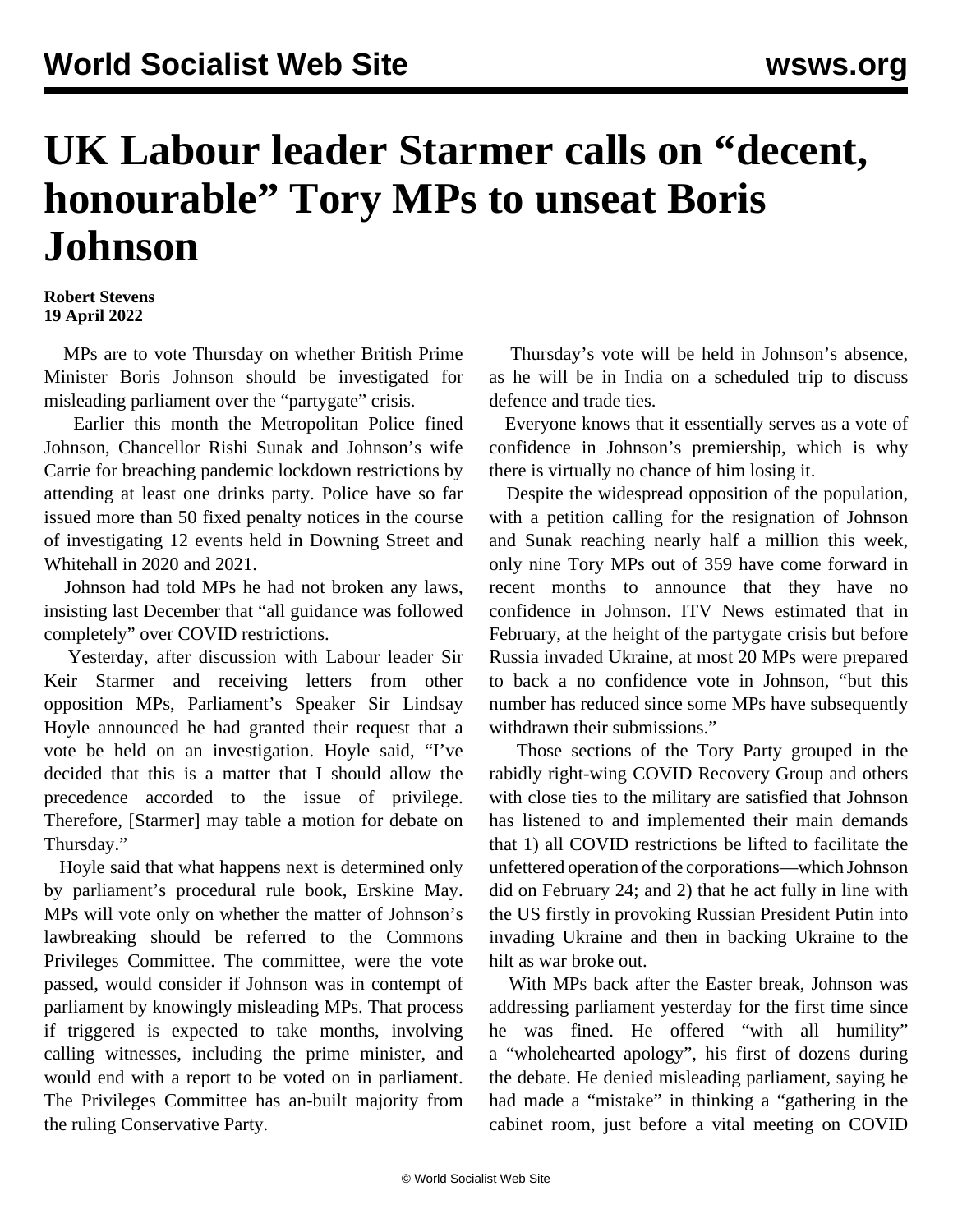# UK Labour leader Starmer calls on "decent, honourable" Tory MPs to unseat Boris Johnson

**Robert Stevens**
**19 April 2022**

MPs are to vote Thursday on whether British Prime Minister Boris Johnson should be investigated for misleading parliament over the "partygate" crisis.

Earlier this month the Metropolitan Police fined Johnson, Chancellor Rishi Sunak and Johnson's wife Carrie for breaching pandemic lockdown restrictions by attending at least one drinks party. Police have so far issued more than 50 fixed penalty notices in the course of investigating 12 events held in Downing Street and Whitehall in 2020 and 2021.

Johnson had told MPs he had not broken any laws, insisting last December that "all guidance was followed completely" over COVID restrictions.

Yesterday, after discussion with Labour leader Sir Keir Starmer and receiving letters from other opposition MPs, Parliament's Speaker Sir Lindsay Hoyle announced he had granted their request that a vote be held on an investigation. Hoyle said, "I've decided that this is a matter that I should allow the precedence accorded to the issue of privilege. Therefore, [Starmer] may table a motion for debate on Thursday."

Hoyle said that what happens next is determined only by parliament's procedural rule book, Erskine May. MPs will vote only on whether the matter of Johnson's lawbreaking should be referred to the Commons Privileges Committee. The committee, were the vote passed, would consider if Johnson was in contempt of parliament by knowingly misleading MPs. That process if triggered is expected to take months, involving calling witnesses, including the prime minister, and would end with a report to be voted on in parliament. The Privileges Committee has an-built majority from the ruling Conservative Party.

Thursday's vote will be held in Johnson's absence, as he will be in India on a scheduled trip to discuss defence and trade ties.

Everyone knows that it essentially serves as a vote of confidence in Johnson's premiership, which is why there is virtually no chance of him losing it.

Despite the widespread opposition of the population, with a petition calling for the resignation of Johnson and Sunak reaching nearly half a million this week, only nine Tory MPs out of 359 have come forward in recent months to announce that they have no confidence in Johnson. ITV News estimated that in February, at the height of the partygate crisis but before Russia invaded Ukraine, at most 20 MPs were prepared to back a no confidence vote in Johnson, "but this number has reduced since some MPs have subsequently withdrawn their submissions."

Those sections of the Tory Party grouped in the rabidly right-wing COVID Recovery Group and others with close ties to the military are satisfied that Johnson has listened to and implemented their main demands that 1) all COVID restrictions be lifted to facilitate the unfettered operation of the corporations—which Johnson did on February 24; and 2) that he act fully in line with the US firstly in provoking Russian President Putin into invading Ukraine and then in backing Ukraine to the hilt as war broke out.

With MPs back after the Easter break, Johnson was addressing parliament yesterday for the first time since he was fined. He offered "with all humility" a "wholehearted apology", his first of dozens during the debate. He denied misleading parliament, saying he had made a "mistake" in thinking a "gathering in the cabinet room, just before a vital meeting on COVID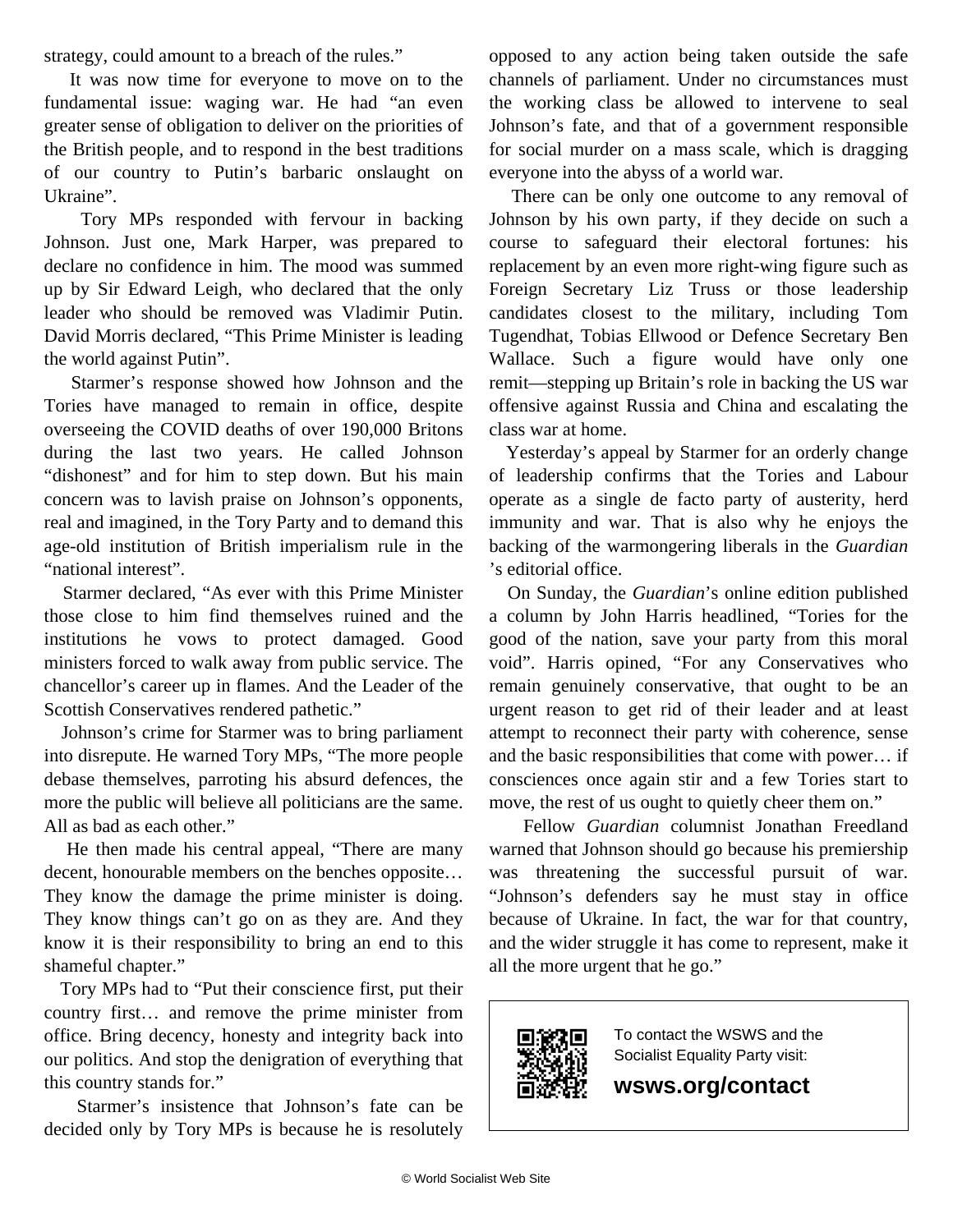strategy, could amount to a breach of the rules."

It was now time for everyone to move on to the fundamental issue: waging war. He had "an even greater sense of obligation to deliver on the priorities of the British people, and to respond in the best traditions of our country to Putin's barbaric onslaught on Ukraine".

Tory MPs responded with fervour in backing Johnson. Just one, Mark Harper, was prepared to declare no confidence in him. The mood was summed up by Sir Edward Leigh, who declared that the only leader who should be removed was Vladimir Putin. David Morris declared, "This Prime Minister is leading the world against Putin".

Starmer's response showed how Johnson and the Tories have managed to remain in office, despite overseeing the COVID deaths of over 190,000 Britons during the last two years. He called Johnson "dishonest" and for him to step down. But his main concern was to lavish praise on Johnson's opponents, real and imagined, in the Tory Party and to demand this age-old institution of British imperialism rule in the "national interest".

Starmer declared, "As ever with this Prime Minister those close to him find themselves ruined and the institutions he vows to protect damaged. Good ministers forced to walk away from public service. The chancellor's career up in flames. And the Leader of the Scottish Conservatives rendered pathetic."

Johnson's crime for Starmer was to bring parliament into disrepute. He warned Tory MPs, "The more people debase themselves, parroting his absurd defences, the more the public will believe all politicians are the same. All as bad as each other."

He then made his central appeal, "There are many decent, honourable members on the benches opposite… They know the damage the prime minister is doing. They know things can't go on as they are. And they know it is their responsibility to bring an end to this shameful chapter."

Tory MPs had to "Put their conscience first, put their country first… and remove the prime minister from office. Bring decency, honesty and integrity back into our politics. And stop the denigration of everything that this country stands for."

Starmer's insistence that Johnson's fate can be decided only by Tory MPs is because he is resolutely opposed to any action being taken outside the safe channels of parliament. Under no circumstances must the working class be allowed to intervene to seal Johnson's fate, and that of a government responsible for social murder on a mass scale, which is dragging everyone into the abyss of a world war.

There can be only one outcome to any removal of Johnson by his own party, if they decide on such a course to safeguard their electoral fortunes: his replacement by an even more right-wing figure such as Foreign Secretary Liz Truss or those leadership candidates closest to the military, including Tom Tugendhat, Tobias Ellwood or Defence Secretary Ben Wallace. Such a figure would have only one remit—stepping up Britain's role in backing the US war offensive against Russia and China and escalating the class war at home.

Yesterday's appeal by Starmer for an orderly change of leadership confirms that the Tories and Labour operate as a single de facto party of austerity, herd immunity and war. That is also why he enjoys the backing of the warmongering liberals in the *Guardian*'s editorial office.

On Sunday, the *Guardian*'s online edition published a column by John Harris headlined, "Tories for the good of the nation, save your party from this moral void". Harris opined, "For any Conservatives who remain genuinely conservative, that ought to be an urgent reason to get rid of their leader and at least attempt to reconnect their party with coherence, sense and the basic responsibilities that come with power… if consciences once again stir and a few Tories start to move, the rest of us ought to quietly cheer them on."

Fellow *Guardian* columnist Jonathan Freedland warned that Johnson should go because his premiership was threatening the successful pursuit of war. "Johnson's defenders say he must stay in office because of Ukraine. In fact, the war for that country, and the wider struggle it has come to represent, make it all the more urgent that he go."

To contact the WSWS and the Socialist Equality Party visit:

**wsws.org/contact**